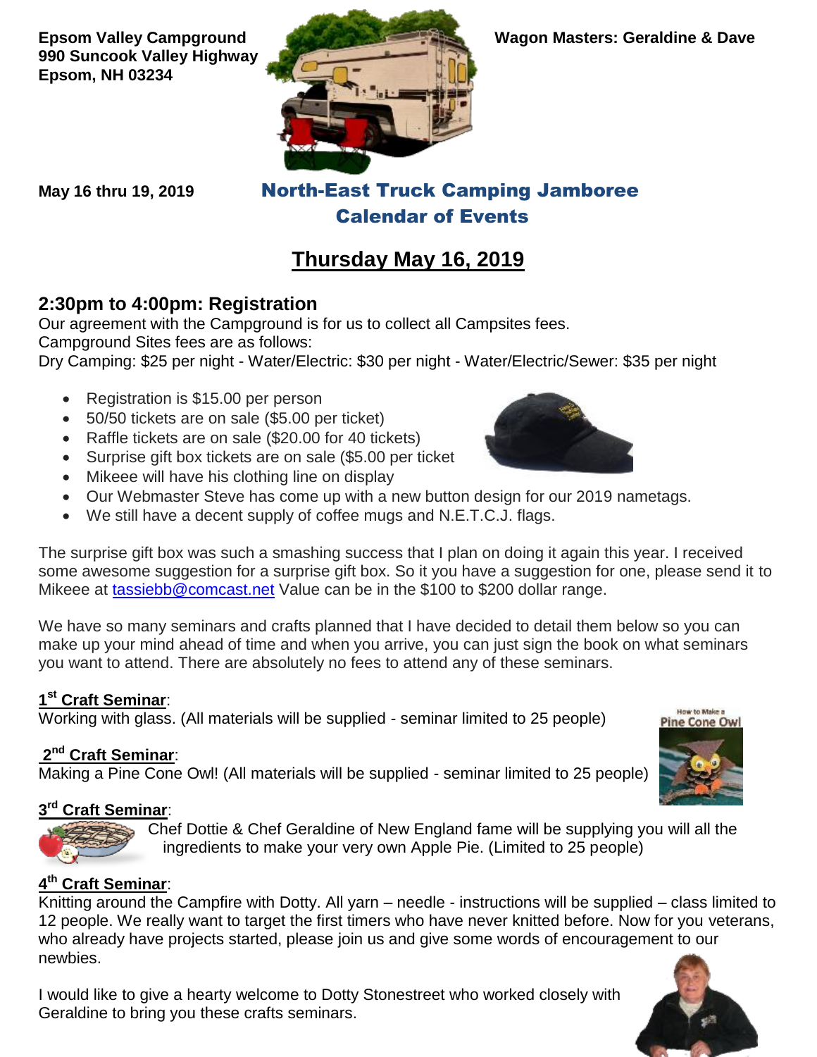**Epsom Valley Campground**
**990 Suncook Valley Highway**
**Epsom, NH 03234**

**Wagon Masters: Geraldine & Dave**

**May 16 thru 19, 2019**

# North-East Truck Camping Jamboree
# Calendar of Events

## Thursday May 16, 2019

### 2:30pm to 4:00pm: Registration

Our agreement with the Campground is for us to collect all Campsites fees.
Campground Sites fees are as follows:
Dry Camping: $25 per night - Water/Electric: $30 per night - Water/Electric/Sewer: $35 per night

- Registration is $15.00 per person
- 50/50 tickets are on sale ($5.00 per ticket)
- Raffle tickets are on sale ($20.00 for 40 tickets)
- Surprise gift box tickets are on sale ($5.00 per ticket
- Mikeee will have his clothing line on display
- Our Webmaster Steve has come up with a new button design for our 2019 nametags.
- We still have a decent supply of coffee mugs and N.E.T.C.J. flags.

The surprise gift box was such a smashing success that I plan on doing it again this year. I received some awesome suggestion for a surprise gift box. So it you have a suggestion for one, please send it to Mikeee at tassiebb@comcast.net Value can be in the $100 to $200 dollar range.

We have so many seminars and crafts planned that I have decided to detail them below so you can make up your mind ahead of time and when you arrive, you can just sign the book on what seminars you want to attend. There are absolutely no fees to attend any of these seminars.

**1st Craft Seminar**:
Working with glass. (All materials will be supplied - seminar limited to 25 people)

**2nd Craft Seminar**:
Making a Pine Cone Owl! (All materials will be supplied - seminar limited to 25 people)

**3rd Craft Seminar**:
Chef Dottie & Chef Geraldine of New England fame will be supplying you will all the ingredients to make your very own Apple Pie. (Limited to 25 people)

**4th Craft Seminar**:
Knitting around the Campfire with Dotty. All yarn – needle - instructions will be supplied – class limited to 12 people. We really want to target the first timers who have never knitted before. Now for you veterans, who already have projects started, please join us and give some words of encouragement to our newbies.

I would like to give a hearty welcome to Dotty Stonestreet who worked closely with Geraldine to bring you these crafts seminars.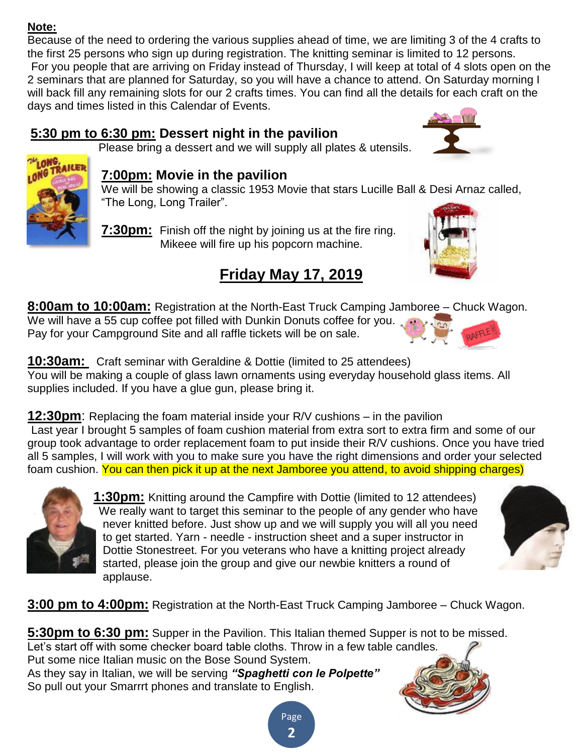**Note:**
Because of the need to ordering the various supplies ahead of time, we are limiting 3 of the 4 crafts to the first 25 persons who sign up during registration. The knitting seminar is limited to 12 persons. For you people that are arriving on Friday instead of Thursday, I will keep at total of 4 slots open on the 2 seminars that are planned for Saturday, so you will have a chance to attend. On Saturday morning I will back fill any remaining slots for our 2 crafts times. You can find all the details for each craft on the days and times listed in this Calendar of Events.

**5:30 pm to 6:30 pm: Dessert night in the pavilion**
Please bring a dessert and we will supply all plates & utensils.

**7:00pm: Movie in the pavilion**
We will be showing a classic 1953 Movie that stars Lucille Ball & Desi Arnaz called, "The Long, Long Trailer".

**7:30pm:** Finish off the night by joining us at the fire ring. Mikeee will fire up his popcorn machine.

## Friday May 17, 2019

**8:00am to 10:00am:** Registration at the North-East Truck Camping Jamboree – Chuck Wagon.
We will have a 55 cup coffee pot filled with Dunkin Donuts coffee for you.
Pay for your Campground Site and all raffle tickets will be on sale.

**10:30am:** Craft seminar with Geraldine & Dottie (limited to 25 attendees)
You will be making a couple of glass lawn ornaments using everyday household glass items. All supplies included. If you have a glue gun, please bring it.

**12:30pm**: Replacing the foam material inside your R/V cushions – in the pavilion
Last year I brought 5 samples of foam cushion material from extra sort to extra firm and some of our group took advantage to order replacement foam to put inside their R/V cushions. Once you have tried all 5 samples, I will work with you to make sure you have the right dimensions and order your selected foam cushion. You can then pick it up at the next Jamboree you attend, to avoid shipping charges)

**1:30pm:** Knitting around the Campfire with Dottie (limited to 12 attendees)
We really want to target this seminar to the people of any gender who have never knitted before. Just show up and we will supply you will all you need to get started. Yarn - needle - instruction sheet and a super instructor in Dottie Stonestreet. For you veterans who have a knitting project already started, please join the group and give our newbie knitters a round of applause.

**3:00 pm to 4:00pm:** Registration at the North-East Truck Camping Jamboree – Chuck Wagon.

**5:30pm to 6:30 pm:** Supper in the Pavilion. This Italian themed Supper is not to be missed.
Let's start off with some checker board table cloths. Throw in a few table candles.
Put some nice Italian music on the Bose Sound System.
As they say in Italian, we will be serving ***"Spaghetti con le Polpette"***
So pull out your Smarrrt phones and translate to English.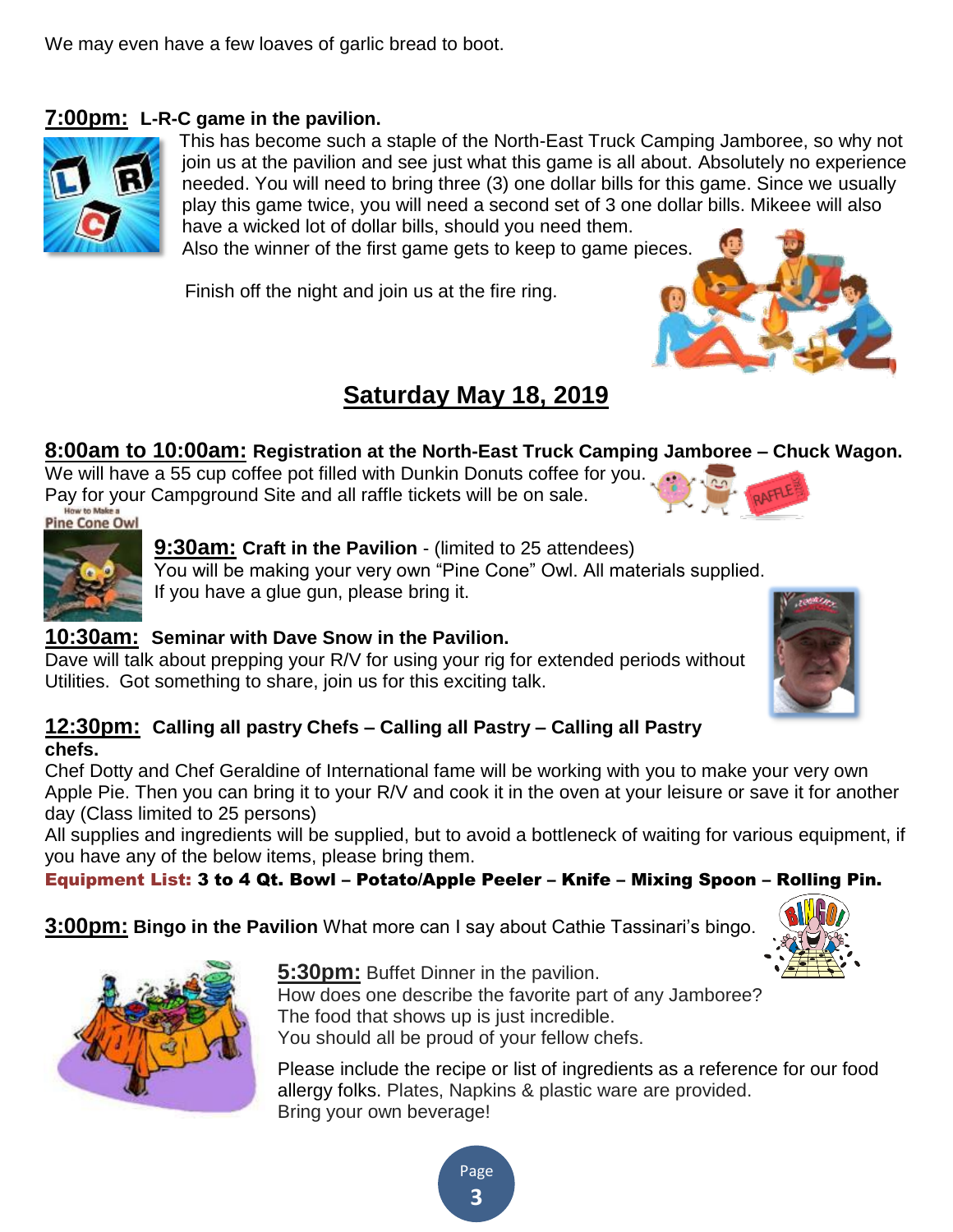We may even have a few loaves of garlic bread to boot.

**7:00pm: L-R-C game in the pavilion.**

This has become such a staple of the North-East Truck Camping Jamboree, so why not join us at the pavilion and see just what this game is all about. Absolutely no experience needed. You will need to bring three (3) one dollar bills for this game. Since we usually play this game twice, you will need a second set of 3 one dollar bills. Mikee will also have a wicked lot of dollar bills, should you need them.
Also the winner of the first game gets to keep to game pieces.

Finish off the night and join us at the fire ring.

# Saturday May 18, 2019

**8:00am to 10:00am: Registration at the North-East Truck Camping Jamboree – Chuck Wagon.**
We will have a 55 cup coffee pot filled with Dunkin Donuts coffee for you.
Pay for your Campground Site and all raffle tickets will be on sale.

**9:30am: Craft in the Pavilion** - (limited to 25 attendees)
You will be making your very own "Pine Cone" Owl. All materials supplied.
If you have a glue gun, please bring it.

**10:30am: Seminar with Dave Snow in the Pavilion.**
Dave will talk about prepping your R/V for using your rig for extended periods without Utilities. Got something to share, join us for this exciting talk.

**12:30pm: Calling all pastry Chefs – Calling all Pastry – Calling all Pastry chefs.**
Chef Dotty and Chef Geraldine of International fame will be working with you to make your very own Apple Pie. Then you can bring it to your R/V and cook it in the oven at your leisure or save it for another day (Class limited to 25 persons)
All supplies and ingredients will be supplied, but to avoid a bottleneck of waiting for various equipment, if you have any of the below items, please bring them.
**Equipment List: 3 to 4 Qt. Bowl – Potato/Apple Peeler – Knife – Mixing Spoon – Rolling Pin.**

**3:00pm: Bingo in the Pavilion** What more can I say about Cathie Tassinari's bingo.

**5:30pm:** Buffet Dinner in the pavilion.
How does one describe the favorite part of any Jamboree?
The food that shows up is just incredible.
You should all be proud of your fellow chefs.

Please include the recipe or list of ingredients as a reference for our food allergy folks. Plates, Napkins & plastic ware are provided.
Bring your own beverage!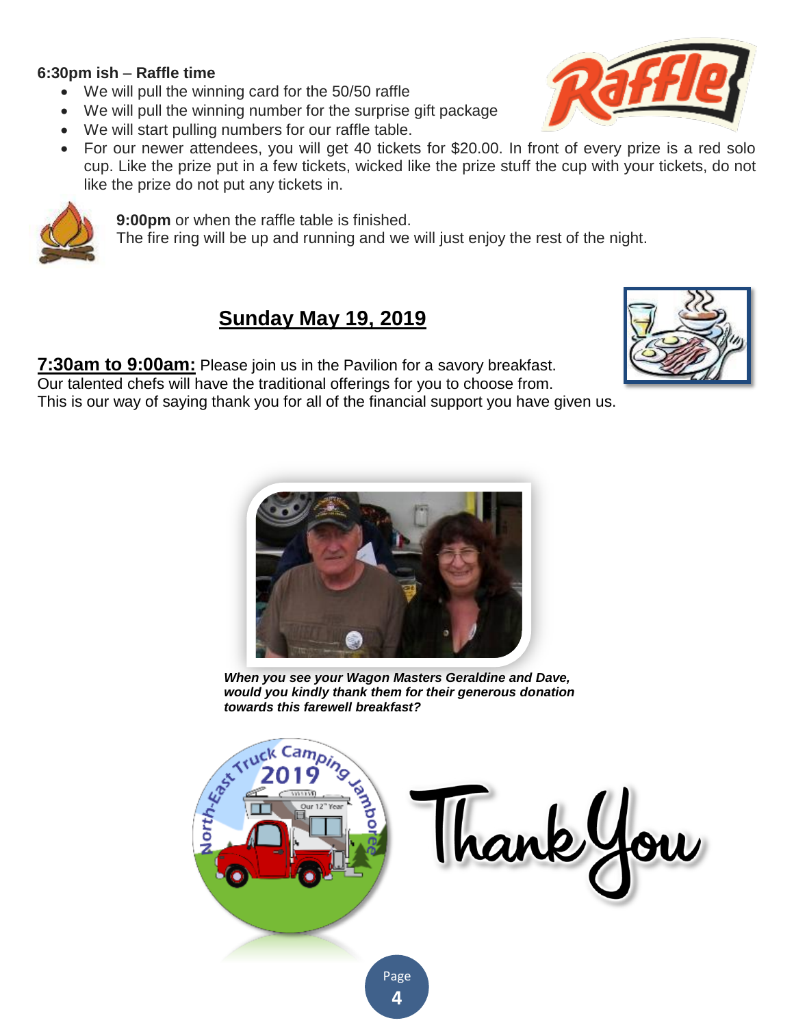**6:30pm ish** – **Raffle time**

- We will pull the winning card for the 50/50 raffle
- We will pull the winning number for the surprise gift package
- We will start pulling numbers for our raffle table.
- For our newer attendees, you will get 40 tickets for $20.00. In front of every prize is a red solo cup. Like the prize put in a few tickets, wicked like the prize stuff the cup with your tickets, do not like the prize do not put any tickets in.

**9:00pm** or when the raffle table is finished.
The fire ring will be up and running and we will just enjoy the rest of the night.

## Sunday May 19, 2019

**7:30am to 9:00am:** Please join us in the Pavilion for a savory breakfast.
Our talented chefs will have the traditional offerings for you to choose from.
This is our way of saying thank you for all of the financial support you have given us.

***When you see your Wagon Masters Geraldine and Dave, would you kindly thank them for their generous donation towards this farewell breakfast?***

Thank You